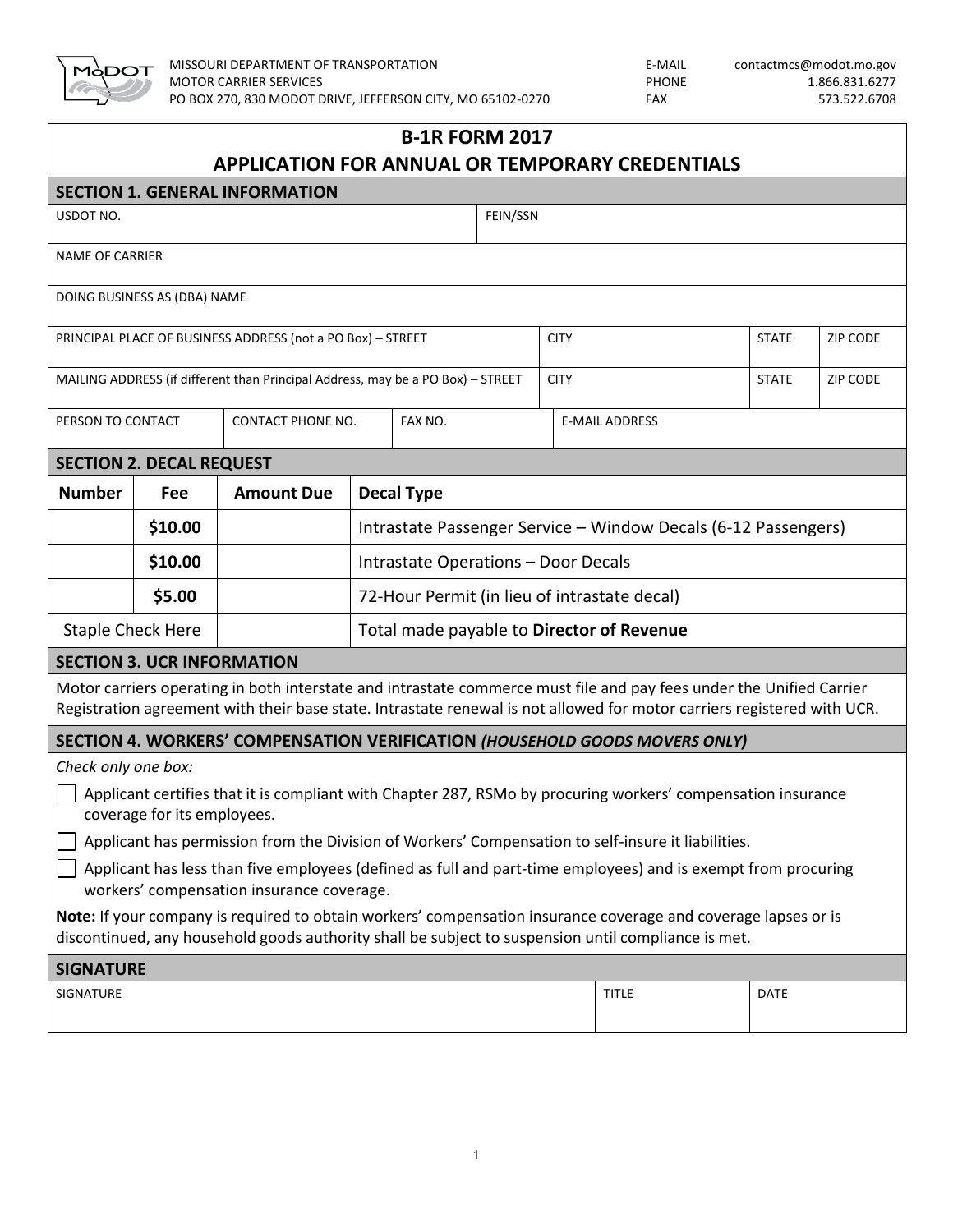MISSOURI DEPARTMENT OF TRANSPORTATION
MOTOR CARRIER SERVICES
PO BOX 270, 830 MODOT DRIVE, JEFFERSON CITY, MO 65102-0270

E-MAIL contactmcs@modot.mo.gov
PHONE 1.866.831.6277
FAX 573.522.6708

# B-1R FORM 2017
# APPLICATION FOR ANNUAL OR TEMPORARY CREDENTIALS

## SECTION 1. GENERAL INFORMATION

| USDOT NO. | FEIN/SSN |
|---|---|
| | |

NAME OF CARRIER

DOING BUSINESS AS (DBA) NAME

| PRINCIPAL PLACE OF BUSINESS ADDRESS (not a PO Box) – STREET | CITY | STATE | ZIP CODE |
|---|---|---|---|
| | | | |

| MAILING ADDRESS (if different than Principal Address, may be a PO Box) – STREET | CITY | STATE | ZIP CODE |
|---|---|---|---|
| | | | |

| PERSON TO CONTACT | CONTACT PHONE NO. | FAX NO. | E-MAIL ADDRESS |
|---|---|---|---|
| | | | |

## SECTION 2. DECAL REQUEST

| Number | Fee | Amount Due | Decal Type |
|---|---|---|---|
| | $10.00 | | Intrastate Passenger Service – Window Decals (6-12 Passengers) |
| | $10.00 | | Intrastate Operations – Door Decals |
| | $5.00 | | 72-Hour Permit (in lieu of intrastate decal) |
| Staple Check Here | | | Total made payable to **Director of Revenue** |

## SECTION 3. UCR INFORMATION

Motor carriers operating in both interstate and intrastate commerce must file and pay fees under the Unified Carrier Registration agreement with their base state. Intrastate renewal is not allowed for motor carriers registered with UCR.

## SECTION 4. WORKERS' COMPENSATION VERIFICATION *(HOUSEHOLD GOODS MOVERS ONLY)*

*Check only one box:*

- ☐ Applicant certifies that it is compliant with Chapter 287, RSMo by procuring workers' compensation insurance coverage for its employees.
- ☐ Applicant has permission from the Division of Workers' Compensation to self-insure it liabilities.
- ☐ Applicant has less than five employees (defined as full and part-time employees) and is exempt from procuring workers' compensation insurance coverage.

**Note:** If your company is required to obtain workers' compensation insurance coverage and coverage lapses or is discontinued, any household goods authority shall be subject to suspension until compliance is met.

## SIGNATURE

| SIGNATURE | TITLE | DATE |
|---|---|---|
| | | |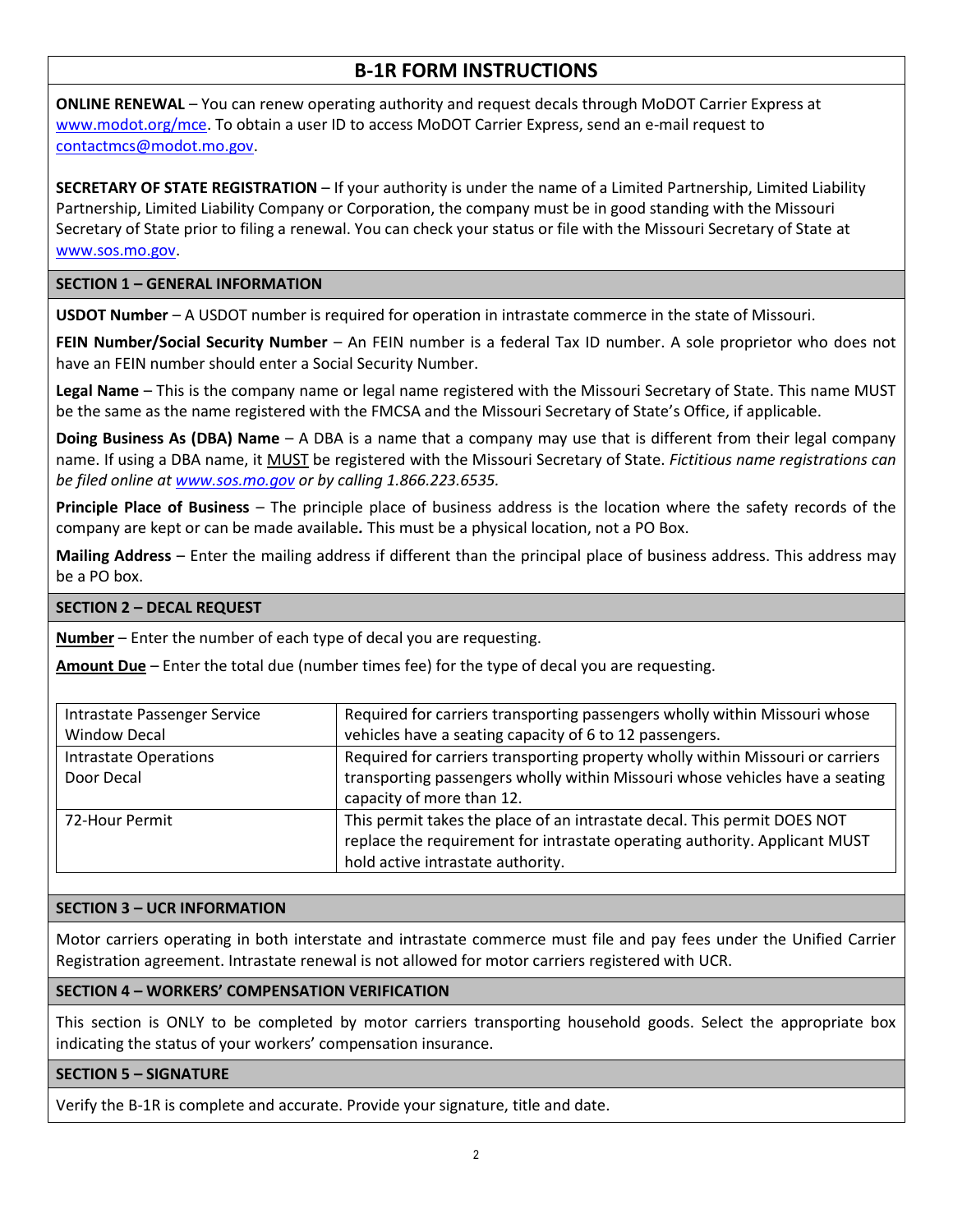# B-1R FORM INSTRUCTIONS

**ONLINE RENEWAL** – You can renew operating authority and request decals through MoDOT Carrier Express at www.modot.org/mce. To obtain a user ID to access MoDOT Carrier Express, send an e-mail request to contactmcs@modot.mo.gov.

**SECRETARY OF STATE REGISTRATION** – If your authority is under the name of a Limited Partnership, Limited Liability Partnership, Limited Liability Company or Corporation, the company must be in good standing with the Missouri Secretary of State prior to filing a renewal. You can check your status or file with the Missouri Secretary of State at www.sos.mo.gov.

## SECTION 1 – GENERAL INFORMATION

**USDOT Number** – A USDOT number is required for operation in intrastate commerce in the state of Missouri.

**FEIN Number/Social Security Number** – An FEIN number is a federal Tax ID number. A sole proprietor who does not have an FEIN number should enter a Social Security Number.

**Legal Name** – This is the company name or legal name registered with the Missouri Secretary of State. This name MUST be the same as the name registered with the FMCSA and the Missouri Secretary of State's Office, if applicable.

**Doing Business As (DBA) Name** – A DBA is a name that a company may use that is different from their legal company name. If using a DBA name, it MUST be registered with the Missouri Secretary of State. *Fictitious name registrations can be filed online at www.sos.mo.gov or by calling 1.866.223.6535.*

**Principle Place of Business** – The principle place of business address is the location where the safety records of the company are kept or can be made available**.** This must be a physical location, not a PO Box.

**Mailing Address** – Enter the mailing address if different than the principal place of business address. This address may be a PO box.

## SECTION 2 – DECAL REQUEST

**Number** – Enter the number of each type of decal you are requesting.

**Amount Due** – Enter the total due (number times fee) for the type of decal you are requesting.

| | |
|---|---|
| Intrastate Passenger Service Window Decal | Required for carriers transporting passengers wholly within Missouri whose vehicles have a seating capacity of 6 to 12 passengers. |
| Intrastate Operations Door Decal | Required for carriers transporting property wholly within Missouri or carriers transporting passengers wholly within Missouri whose vehicles have a seating capacity of more than 12. |
| 72-Hour Permit | This permit takes the place of an intrastate decal. This permit DOES NOT replace the requirement for intrastate operating authority. Applicant MUST hold active intrastate authority. |

## SECTION 3 – UCR INFORMATION

Motor carriers operating in both interstate and intrastate commerce must file and pay fees under the Unified Carrier Registration agreement. Intrastate renewal is not allowed for motor carriers registered with UCR.

## SECTION 4 – WORKERS' COMPENSATION VERIFICATION

This section is ONLY to be completed by motor carriers transporting household goods. Select the appropriate box indicating the status of your workers' compensation insurance.

## SECTION 5 – SIGNATURE

Verify the B-1R is complete and accurate. Provide your signature, title and date.